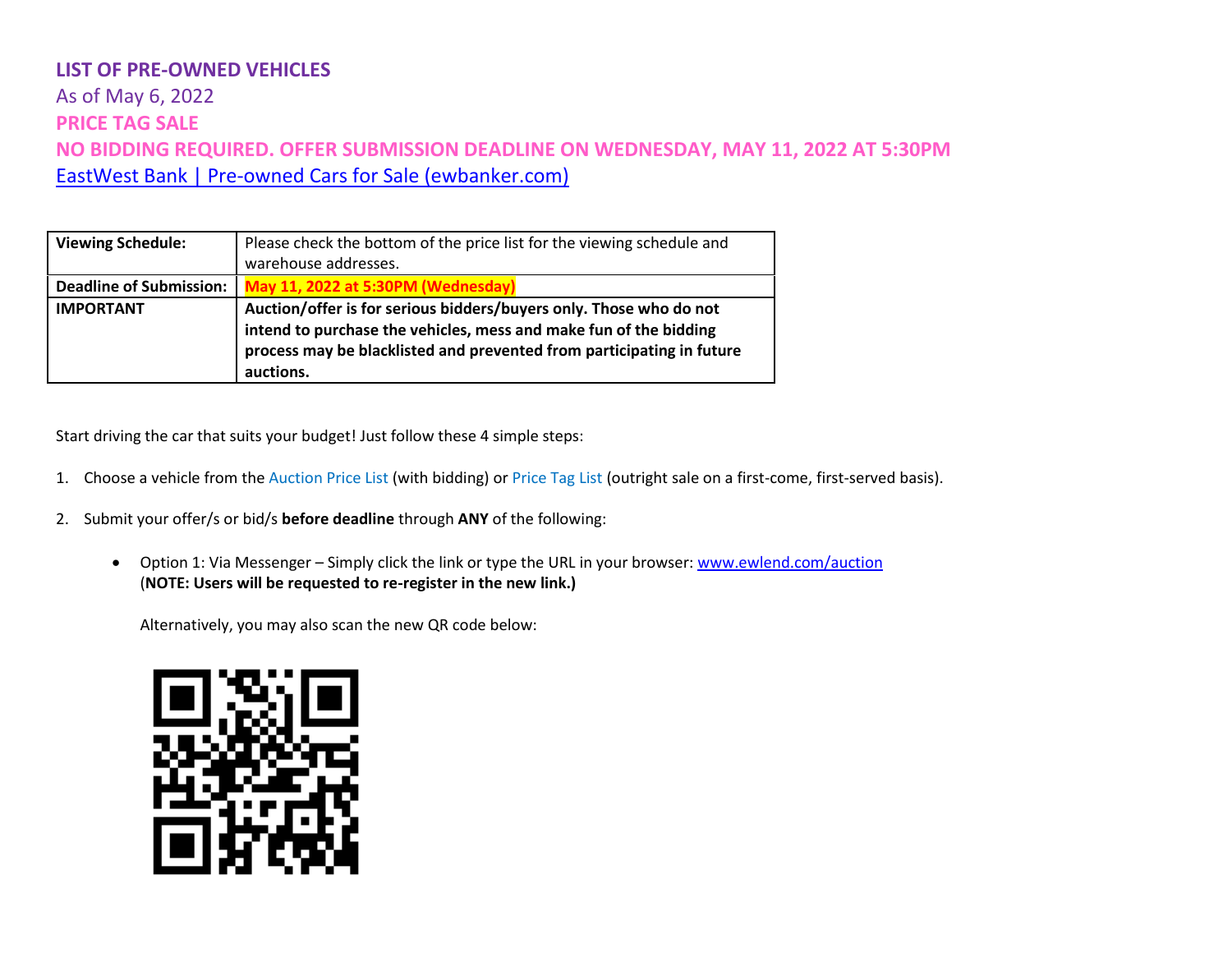# LIST OF PRE-OWNED VEHICLES

As of May 6, 2022

**PRICE TAG SALE**

**NO BIDDING REQUIRED. OFFER SUBMISSION DEADLINE ON WEDNESDAY, MAY 11, 2022 AT 5:30PM**

EastWest Bank | Pre-owned Cars for Sale (ewbanker.com)

| **Viewing Schedule:** | Please check the bottom of the price list for the viewing schedule and warehouse addresses. |
|---|---|
| **Deadline of Submission:** | **May 11, 2022 at 5:30PM (Wednesday)** |
| **IMPORTANT** | **Auction/offer is for serious bidders/buyers only. Those who do not intend to purchase the vehicles, mess and make fun of the bidding process may be blacklisted and prevented from participating in future auctions.** |

Start driving the car that suits your budget! Just follow these 4 simple steps:

1. Choose a vehicle from the Auction Price List (with bidding) or Price Tag List (outright sale on a first-come, first-served basis).

2. Submit your offer/s or bid/s **before deadline** through **ANY** of the following:

   - Option 1: Via Messenger – Simply click the link or type the URL in your browser: www.ewlend.com/auction
     (**NOTE: Users will be requested to re-register in the new link.)**

     Alternatively, you may also scan the new QR code below: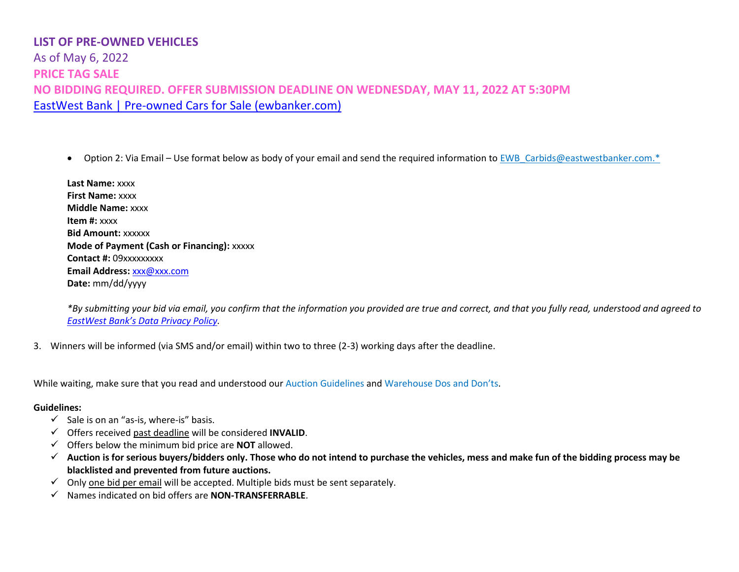**LIST OF PRE-OWNED VEHICLES**

As of May 6, 2022

**PRICE TAG SALE**

**NO BIDDING REQUIRED. OFFER SUBMISSION DEADLINE ON WEDNESDAY, MAY 11, 2022 AT 5:30PM**

[EastWest Bank | Pre-owned Cars for Sale (ewbanker.com)](ewbanker.com)

- Option 2: Via Email – Use format below as body of your email and send the required information to EWB_Carbids@eastwestbanker.com.*

**Last Name:** xxxx
**First Name:** xxxx
**Middle Name:** xxxx
**Item #:** xxxx
**Bid Amount:** xxxxxx
**Mode of Payment (Cash or Financing):** xxxxx
**Contact #:** 09xxxxxxxxx
**Email Address:** xxx@xxx.com
**Date:** mm/dd/yyyy

*\*By submitting your bid via email, you confirm that the information you provided are true and correct, and that you fully read, understood and agreed to EastWest Bank's Data Privacy Policy.*

3. Winners will be informed (via SMS and/or email) within two to three (2-3) working days after the deadline.

While waiting, make sure that you read and understood our Auction Guidelines and Warehouse Dos and Don'ts.

**Guidelines:**

- ✓ Sale is on an "as-is, where-is" basis.
- ✓ Offers received past deadline will be considered **INVALID**.
- ✓ Offers below the minimum bid price are **NOT** allowed.
- ✓ **Auction is for serious buyers/bidders only. Those who do not intend to purchase the vehicles, mess and make fun of the bidding process may be blacklisted and prevented from future auctions.**
- ✓ Only one bid per email will be accepted. Multiple bids must be sent separately.
- ✓ Names indicated on bid offers are **NON-TRANSFERRABLE**.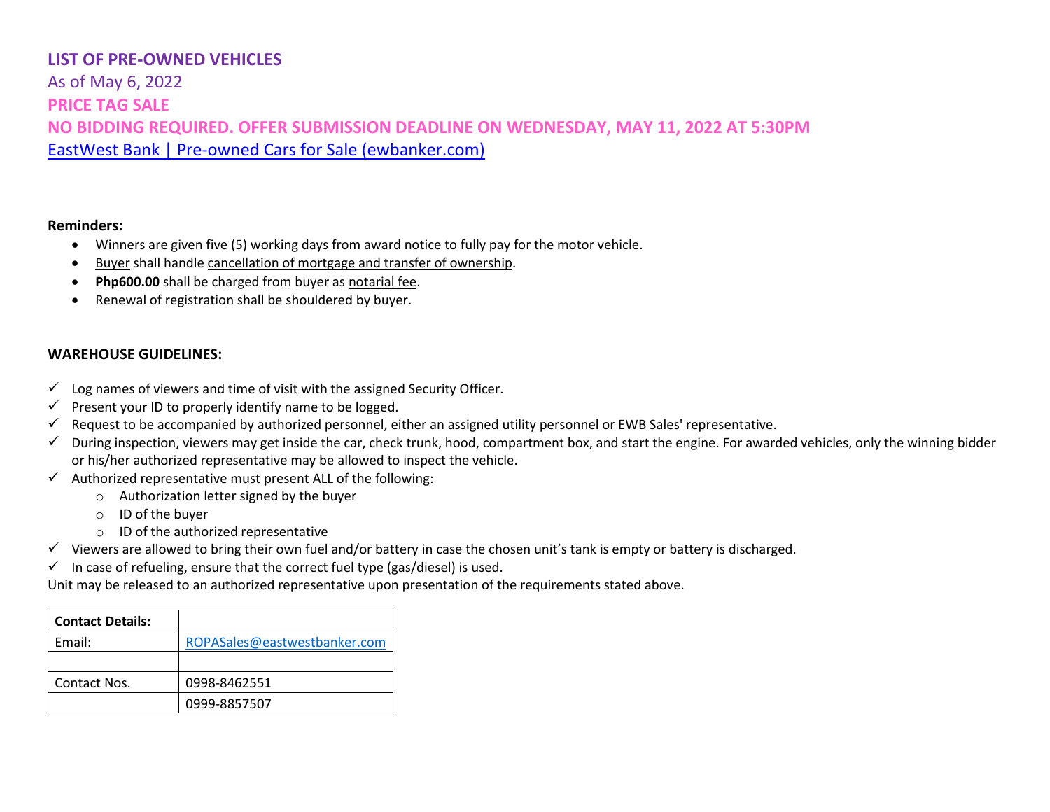**LIST OF PRE-OWNED VEHICLES**

As of May 6, 2022

**PRICE TAG SALE**

**NO BIDDING REQUIRED. OFFER SUBMISSION DEADLINE ON WEDNESDAY, MAY 11, 2022 AT 5:30PM**

[EastWest Bank | Pre-owned Cars for Sale (ewbanker.com)](ewbanker.com)

**Reminders:**

- Winners are given five (5) working days from award notice to fully pay for the motor vehicle.
- Buyer shall handle cancellation of mortgage and transfer of ownership.
- **Php600.00** shall be charged from buyer as notarial fee.
- Renewal of registration shall be shouldered by buyer.

**WAREHOUSE GUIDELINES:**

- ✓ Log names of viewers and time of visit with the assigned Security Officer.
- ✓ Present your ID to properly identify name to be logged.
- ✓ Request to be accompanied by authorized personnel, either an assigned utility personnel or EWB Sales' representative.
- ✓ During inspection, viewers may get inside the car, check trunk, hood, compartment box, and start the engine. For awarded vehicles, only the winning bidder or his/her authorized representative may be allowed to inspect the vehicle.
- ✓ Authorized representative must present ALL of the following:
  - Authorization letter signed by the buyer
  - ID of the buyer
  - ID of the authorized representative
- ✓ Viewers are allowed to bring their own fuel and/or battery in case the chosen unit's tank is empty or battery is discharged.
- ✓ In case of refueling, ensure that the correct fuel type (gas/diesel) is used.

Unit may be released to an authorized representative upon presentation of the requirements stated above.

| **Contact Details:** | |
|---|---|
| Email: | ROPASales@eastwestbanker.com |
| | |
| Contact Nos. | 0998-8462551 |
| | 0999-8857507 |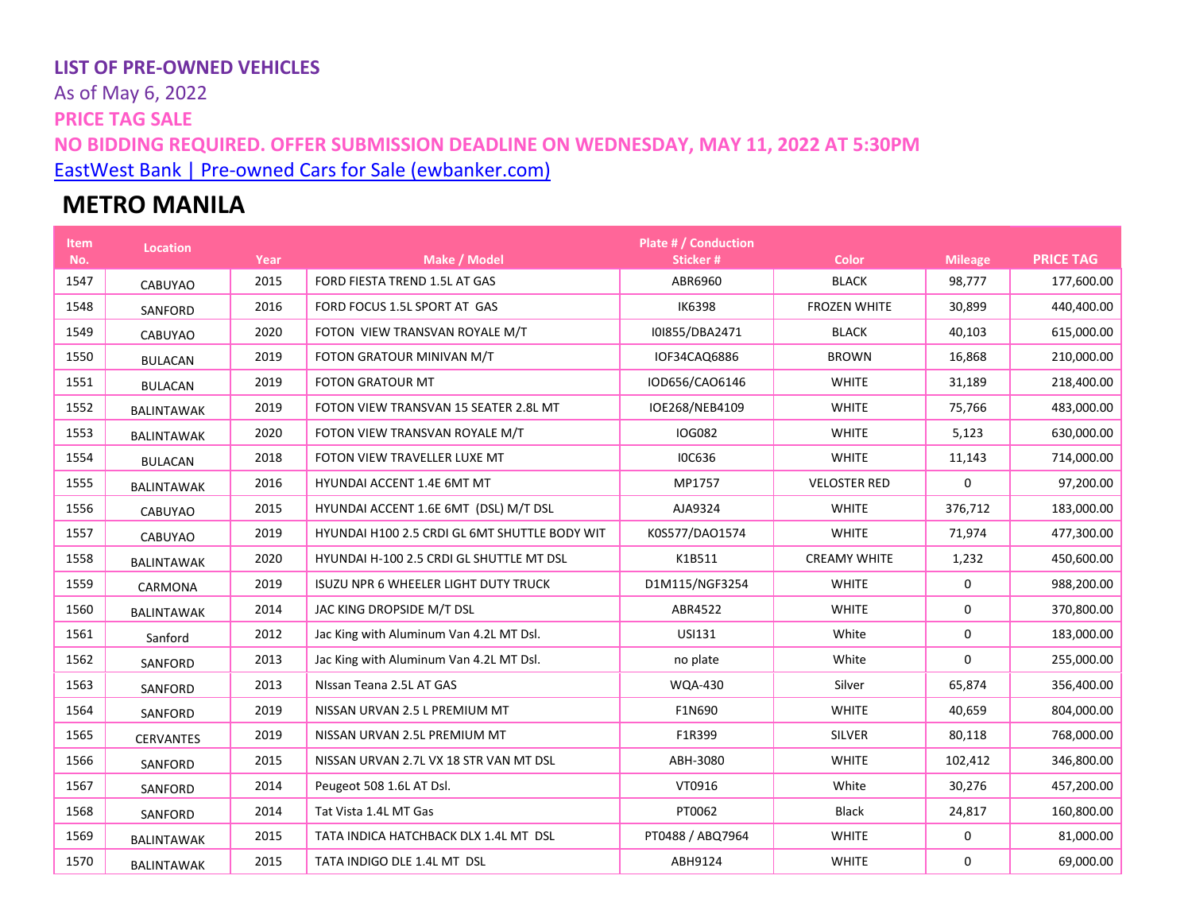**LIST OF PRE-OWNED VEHICLES**

As of May 6, 2022

**PRICE TAG SALE**

**NO BIDDING REQUIRED. OFFER SUBMISSION DEADLINE ON WEDNESDAY, MAY 11, 2022 AT 5:30PM**

EastWest Bank | Pre-owned Cars for Sale (ewbanker.com)

## METRO MANILA

| Item No. | Location | Year | Make / Model | Plate # / Conduction Sticker # | Color | Mileage | PRICE TAG |
|---|---|---|---|---|---|---|---|
| 1547 | CABUYAO | 2015 | FORD FIESTA TREND 1.5L AT GAS | ABR6960 | BLACK | 98,777 | 177,600.00 |
| 1548 | SANFORD | 2016 | FORD FOCUS 1.5L SPORT AT GAS | IK6398 | FROZEN WHITE | 30,899 | 440,400.00 |
| 1549 | CABUYAO | 2020 | FOTON VIEW TRANSVAN ROYALE M/T | I0I855/DBA2471 | BLACK | 40,103 | 615,000.00 |
| 1550 | BULACAN | 2019 | FOTON GRATOUR MINIVAN M/T | IOF34CAQ6886 | BROWN | 16,868 | 210,000.00 |
| 1551 | BULACAN | 2019 | FOTON GRATOUR MT | IOD656/CAO6146 | WHITE | 31,189 | 218,400.00 |
| 1552 | BALINTAWAK | 2019 | FOTON VIEW TRANSVAN 15 SEATER 2.8L MT | IOE268/NEB4109 | WHITE | 75,766 | 483,000.00 |
| 1553 | BALINTAWAK | 2020 | FOTON VIEW TRANSVAN ROYALE M/T | IOG082 | WHITE | 5,123 | 630,000.00 |
| 1554 | BULACAN | 2018 | FOTON VIEW TRAVELLER LUXE MT | I0C636 | WHITE | 11,143 | 714,000.00 |
| 1555 | BALINTAWAK | 2016 | HYUNDAI ACCENT 1.4E 6MT MT | MP1757 | VELOSTER RED | 0 | 97,200.00 |
| 1556 | CABUYAO | 2015 | HYUNDAI ACCENT 1.6E 6MT (DSL) M/T DSL | AJA9324 | WHITE | 376,712 | 183,000.00 |
| 1557 | CABUYAO | 2019 | HYUNDAI H100 2.5 CRDI GL 6MT SHUTTLE BODY WIT | K0S577/DAO1574 | WHITE | 71,974 | 477,300.00 |
| 1558 | BALINTAWAK | 2020 | HYUNDAI H-100 2.5 CRDI GL SHUTTLE MT DSL | K1B511 | CREAMY WHITE | 1,232 | 450,600.00 |
| 1559 | CARMONA | 2019 | ISUZU NPR 6 WHEELER LIGHT DUTY TRUCK | D1M115/NGF3254 | WHITE | 0 | 988,200.00 |
| 1560 | BALINTAWAK | 2014 | JAC KING DROPSIDE M/T DSL | ABR4522 | WHITE | 0 | 370,800.00 |
| 1561 | Sanford | 2012 | Jac King with Aluminum Van 4.2L MT Dsl. | USI131 | White | 0 | 183,000.00 |
| 1562 | SANFORD | 2013 | Jac King with Aluminum Van 4.2L MT Dsl. | no plate | White | 0 | 255,000.00 |
| 1563 | SANFORD | 2013 | NIssan Teana 2.5L AT GAS | WQA-430 | Silver | 65,874 | 356,400.00 |
| 1564 | SANFORD | 2019 | NISSAN URVAN 2.5 L PREMIUM MT | F1N690 | WHITE | 40,659 | 804,000.00 |
| 1565 | CERVANTES | 2019 | NISSAN URVAN 2.5L PREMIUM MT | F1R399 | SILVER | 80,118 | 768,000.00 |
| 1566 | SANFORD | 2015 | NISSAN URVAN 2.7L VX 18 STR VAN MT DSL | ABH-3080 | WHITE | 102,412 | 346,800.00 |
| 1567 | SANFORD | 2014 | Peugeot 508 1.6L AT Dsl. | VT0916 | White | 30,276 | 457,200.00 |
| 1568 | SANFORD | 2014 | Tat Vista 1.4L MT Gas | PT0062 | Black | 24,817 | 160,800.00 |
| 1569 | BALINTAWAK | 2015 | TATA INDICA HATCHBACK DLX 1.4L MT DSL | PT0488 / ABQ7964 | WHITE | 0 | 81,000.00 |
| 1570 | BALINTAWAK | 2015 | TATA INDIGO DLE 1.4L MT DSL | ABH9124 | WHITE | 0 | 69,000.00 |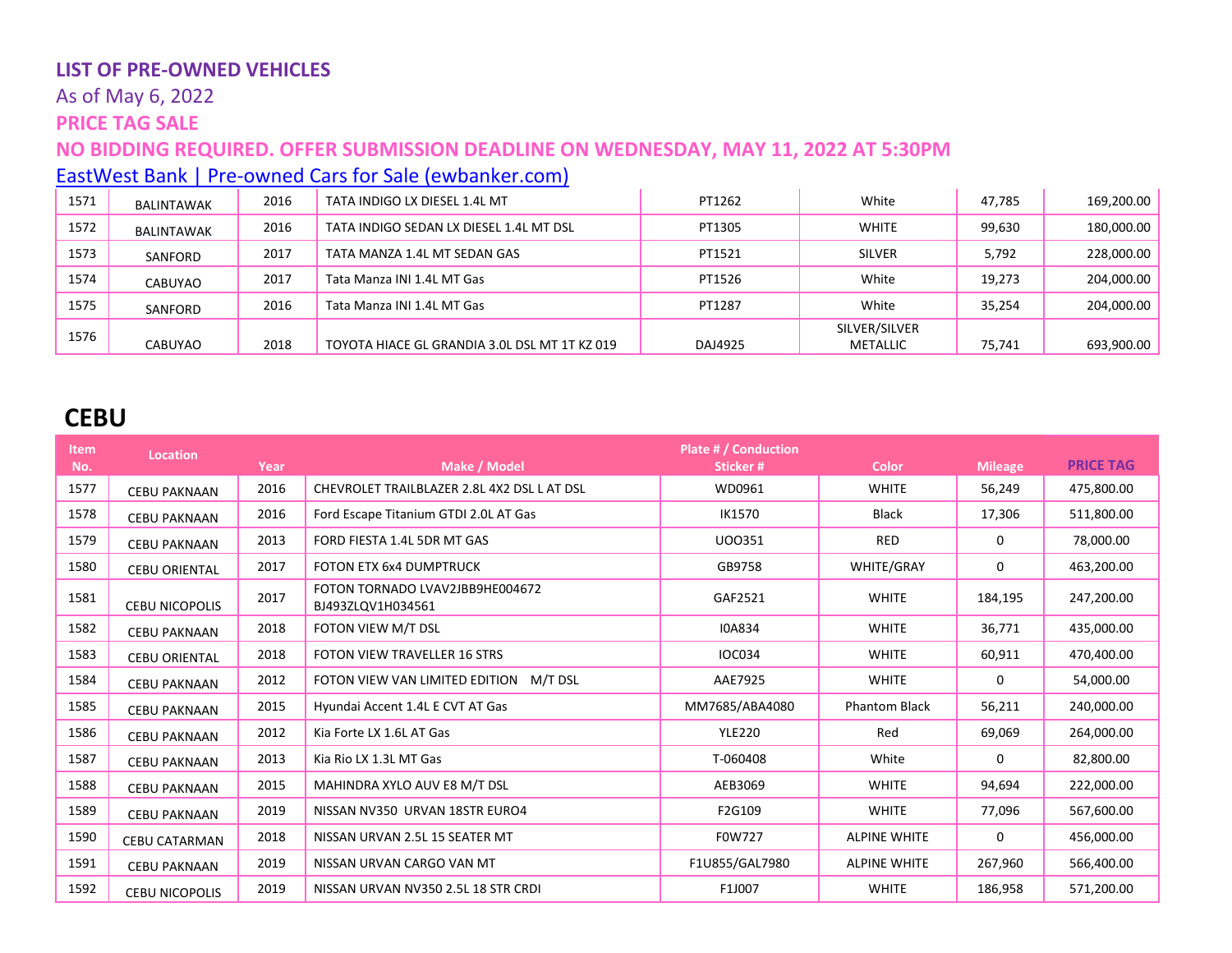**LIST OF PRE-OWNED VEHICLES**

As of May 6, 2022

**PRICE TAG SALE**

**NO BIDDING REQUIRED. OFFER SUBMISSION DEADLINE ON WEDNESDAY, MAY 11, 2022 AT 5:30PM**

[EastWest Bank | Pre-owned Cars for Sale (ewbanker.com)]

| | | | | | | | |
|---|---|---|---|---|---|---|---|
| 1571 | BALINTAWAK | 2016 | TATA INDIGO LX DIESEL 1.4L MT | PT1262 | White | 47,785 | 169,200.00 |
| 1572 | BALINTAWAK | 2016 | TATA INDIGO SEDAN LX DIESEL 1.4L MT DSL | PT1305 | WHITE | 99,630 | 180,000.00 |
| 1573 | SANFORD | 2017 | TATA MANZA 1.4L MT SEDAN GAS | PT1521 | SILVER | 5,792 | 228,000.00 |
| 1574 | CABUYAO | 2017 | Tata Manza INI 1.4L MT Gas | PT1526 | White | 19,273 | 204,000.00 |
| 1575 | SANFORD | 2016 | Tata Manza INI 1.4L MT Gas | PT1287 | White | 35,254 | 204,000.00 |
| 1576 | CABUYAO | 2018 | TOYOTA HIACE GL GRANDIA 3.0L DSL MT 1T KZ 019 | DAJ4925 | SILVER/SILVER METALLIC | 75,741 | 693,900.00 |

## CEBU

| Item No. | Location | Year | Make / Model | Plate # / Conduction Sticker # | Color | Mileage | PRICE TAG |
|---|---|---|---|---|---|---|---|
| 1577 | CEBU PAKNAAN | 2016 | CHEVROLET TRAILBLAZER 2.8L 4X2 DSL L AT DSL | WD0961 | WHITE | 56,249 | 475,800.00 |
| 1578 | CEBU PAKNAAN | 2016 | Ford Escape Titanium GTDI 2.0L AT Gas | IK1570 | Black | 17,306 | 511,800.00 |
| 1579 | CEBU PAKNAAN | 2013 | FORD FIESTA 1.4L 5DR MT GAS | UOO351 | RED | 0 | 78,000.00 |
| 1580 | CEBU ORIENTAL | 2017 | FOTON ETX 6x4 DUMPTRUCK | GB9758 | WHITE/GRAY | 0 | 463,200.00 |
| 1581 | CEBU NICOPOLIS | 2017 | FOTON TORNADO LVAV2JBB9HE004672 BJ493ZLQV1H034561 | GAF2521 | WHITE | 184,195 | 247,200.00 |
| 1582 | CEBU PAKNAAN | 2018 | FOTON VIEW M/T DSL | I0A834 | WHITE | 36,771 | 435,000.00 |
| 1583 | CEBU ORIENTAL | 2018 | FOTON VIEW TRAVELLER 16 STRS | IOC034 | WHITE | 60,911 | 470,400.00 |
| 1584 | CEBU PAKNAAN | 2012 | FOTON VIEW VAN LIMITED EDITION M/T DSL | AAE7925 | WHITE | 0 | 54,000.00 |
| 1585 | CEBU PAKNAAN | 2015 | Hyundai Accent 1.4L E CVT AT Gas | MM7685/ABA4080 | Phantom Black | 56,211 | 240,000.00 |
| 1586 | CEBU PAKNAAN | 2012 | Kia Forte LX 1.6L AT Gas | YLE220 | Red | 69,069 | 264,000.00 |
| 1587 | CEBU PAKNAAN | 2013 | Kia Rio LX 1.3L MT Gas | T-060408 | White | 0 | 82,800.00 |
| 1588 | CEBU PAKNAAN | 2015 | MAHINDRA XYLO AUV E8 M/T DSL | AEB3069 | WHITE | 94,694 | 222,000.00 |
| 1589 | CEBU PAKNAAN | 2019 | NISSAN NV350 URVAN 18STR EURO4 | F2G109 | WHITE | 77,096 | 567,600.00 |
| 1590 | CEBU CATARMAN | 2018 | NISSAN URVAN 2.5L 15 SEATER MT | F0W727 | ALPINE WHITE | 0 | 456,000.00 |
| 1591 | CEBU PAKNAAN | 2019 | NISSAN URVAN CARGO VAN MT | F1U855/GAL7980 | ALPINE WHITE | 267,960 | 566,400.00 |
| 1592 | CEBU NICOPOLIS | 2019 | NISSAN URVAN NV350 2.5L 18 STR CRDI | F1J007 | WHITE | 186,958 | 571,200.00 |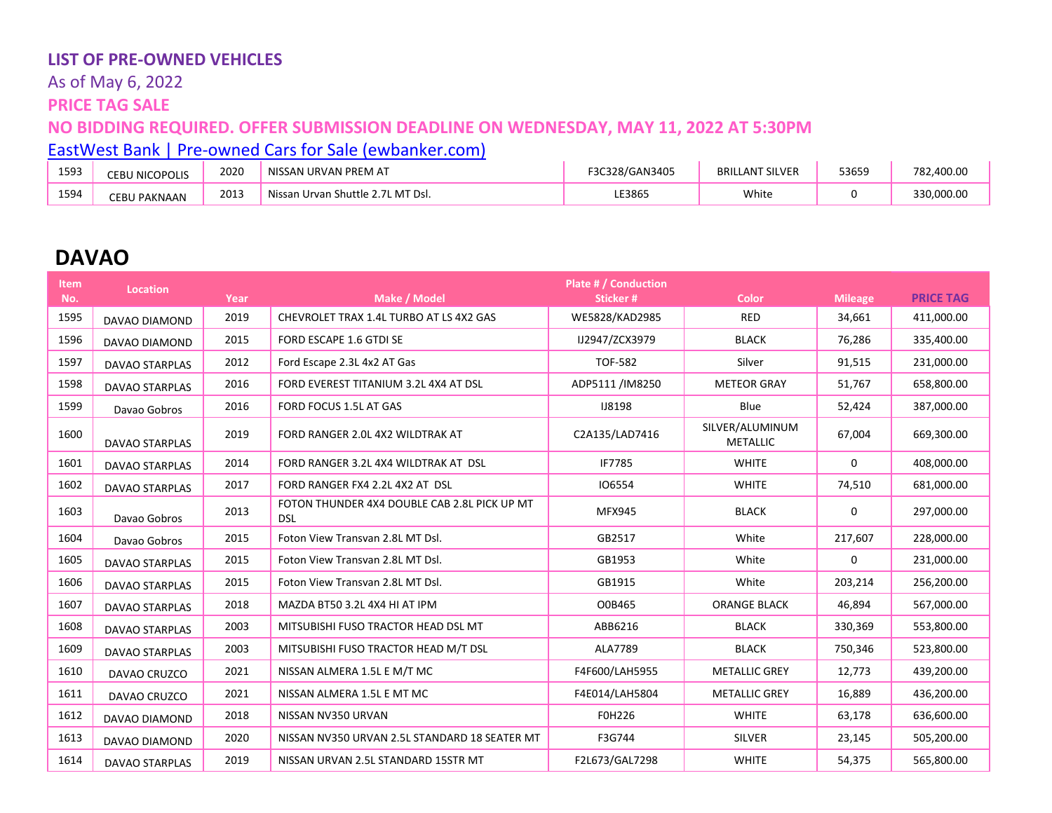**LIST OF PRE-OWNED VEHICLES**

As of May 6, 2022

**PRICE TAG SALE**

**NO BIDDING REQUIRED. OFFER SUBMISSION DEADLINE ON WEDNESDAY, MAY 11, 2022 AT 5:30PM**

EastWest Bank | Pre-owned Cars for Sale (ewbanker.com)

| | | | | | | | |
|---|---|---|---|---|---|---|---|
| 1593 | CEBU NICOPOLIS | 2020 | NISSAN URVAN PREM AT | F3C328/GAN3405 | BRILLANT SILVER | 53659 | 782,400.00 |
| 1594 | CEBU PAKNAAN | 2013 | Nissan Urvan Shuttle 2.7L MT Dsl. | LE3865 | White | 0 | 330,000.00 |

## DAVAO

| Item No. | Location | Year | Make / Model | Plate # / Conduction Sticker # | Color | Mileage | PRICE TAG |
|---|---|---|---|---|---|---|---|
| 1595 | DAVAO DIAMOND | 2019 | CHEVROLET TRAX 1.4L TURBO AT LS 4X2 GAS | WE5828/KAD2985 | RED | 34,661 | 411,000.00 |
| 1596 | DAVAO DIAMOND | 2015 | FORD ESCAPE 1.6 GTDI SE | IJ2947/ZCX3979 | BLACK | 76,286 | 335,400.00 |
| 1597 | DAVAO STARPLAS | 2012 | Ford Escape 2.3L 4x2 AT Gas | TOF-582 | Silver | 91,515 | 231,000.00 |
| 1598 | DAVAO STARPLAS | 2016 | FORD EVEREST TITANIUM 3.2L 4X4 AT DSL | ADP5111 /IM8250 | METEOR GRAY | 51,767 | 658,800.00 |
| 1599 | Davao Gobros | 2016 | FORD FOCUS 1.5L AT GAS | IJ8198 | Blue | 52,424 | 387,000.00 |
| 1600 | DAVAO STARPLAS | 2019 | FORD RANGER 2.0L 4X2 WILDTRAK AT | C2A135/LAD7416 | SILVER/ALUMINUM METALLIC | 67,004 | 669,300.00 |
| 1601 | DAVAO STARPLAS | 2014 | FORD RANGER 3.2L 4X4 WILDTRAK AT DSL | IF7785 | WHITE | 0 | 408,000.00 |
| 1602 | DAVAO STARPLAS | 2017 | FORD RANGER FX4 2.2L 4X2 AT DSL | IO6554 | WHITE | 74,510 | 681,000.00 |
| 1603 | Davao Gobros | 2013 | FOTON THUNDER 4X4 DOUBLE CAB 2.8L PICK UP MT DSL | MFX945 | BLACK | 0 | 297,000.00 |
| 1604 | Davao Gobros | 2015 | Foton View Transvan 2.8L MT Dsl. | GB2517 | White | 217,607 | 228,000.00 |
| 1605 | DAVAO STARPLAS | 2015 | Foton View Transvan 2.8L MT Dsl. | GB1953 | White | 0 | 231,000.00 |
| 1606 | DAVAO STARPLAS | 2015 | Foton View Transvan 2.8L MT Dsl. | GB1915 | White | 203,214 | 256,200.00 |
| 1607 | DAVAO STARPLAS | 2018 | MAZDA BT50 3.2L 4X4 HI AT IPM | O0B465 | ORANGE BLACK | 46,894 | 567,000.00 |
| 1608 | DAVAO STARPLAS | 2003 | MITSUBISHI FUSO TRACTOR HEAD DSL MT | ABB6216 | BLACK | 330,369 | 553,800.00 |
| 1609 | DAVAO STARPLAS | 2003 | MITSUBISHI FUSO TRACTOR HEAD M/T DSL | ALA7789 | BLACK | 750,346 | 523,800.00 |
| 1610 | DAVAO CRUZCO | 2021 | NISSAN ALMERA 1.5L E M/T MC | F4F600/LAH5955 | METALLIC GREY | 12,773 | 439,200.00 |
| 1611 | DAVAO CRUZCO | 2021 | NISSAN ALMERA 1.5L E MT MC | F4E014/LAH5804 | METALLIC GREY | 16,889 | 436,200.00 |
| 1612 | DAVAO DIAMOND | 2018 | NISSAN NV350 URVAN | F0H226 | WHITE | 63,178 | 636,600.00 |
| 1613 | DAVAO DIAMOND | 2020 | NISSAN NV350 URVAN 2.5L STANDARD 18 SEATER MT | F3G744 | SILVER | 23,145 | 505,200.00 |
| 1614 | DAVAO STARPLAS | 2019 | NISSAN URVAN 2.5L STANDARD 15STR MT | F2L673/GAL7298 | WHITE | 54,375 | 565,800.00 |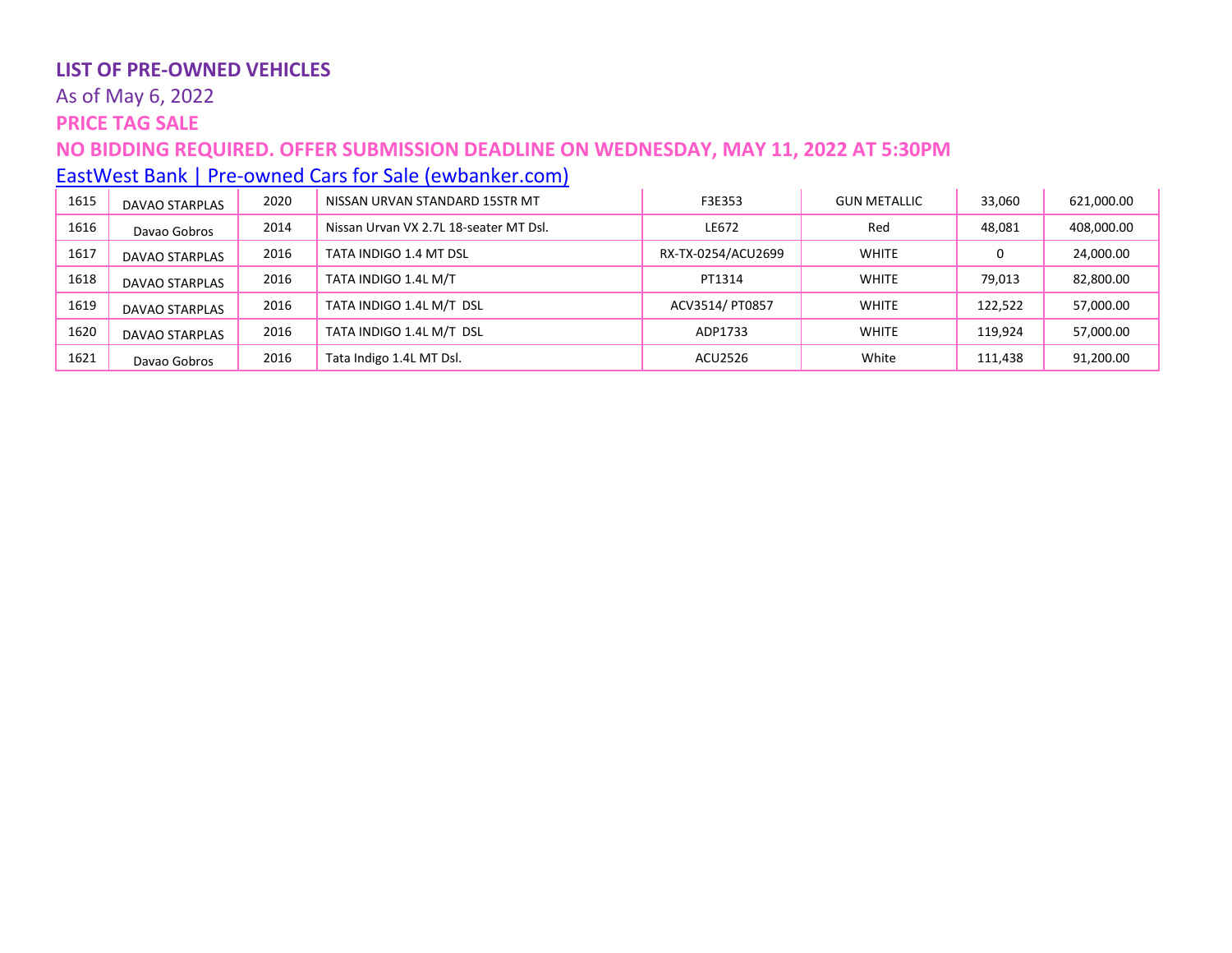**LIST OF PRE-OWNED VEHICLES**

As of May 6, 2022

**PRICE TAG SALE**

**NO BIDDING REQUIRED. OFFER SUBMISSION DEADLINE ON WEDNESDAY, MAY 11, 2022 AT 5:30PM**

[EastWest Bank | Pre-owned Cars for Sale (ewbanker.com)]

| | | | | | | | |
|---|---|---|---|---|---|---|---|
| 1615 | DAVAO STARPLAS | 2020 | NISSAN URVAN STANDARD 15STR MT | F3E353 | GUN METALLIC | 33,060 | 621,000.00 |
| 1616 | Davao Gobros | 2014 | Nissan Urvan VX 2.7L 18-seater MT Dsl. | LE672 | Red | 48,081 | 408,000.00 |
| 1617 | DAVAO STARPLAS | 2016 | TATA INDIGO 1.4 MT DSL | RX-TX-0254/ACU2699 | WHITE | 0 | 24,000.00 |
| 1618 | DAVAO STARPLAS | 2016 | TATA INDIGO 1.4L M/T | PT1314 | WHITE | 79,013 | 82,800.00 |
| 1619 | DAVAO STARPLAS | 2016 | TATA INDIGO 1.4L M/T DSL | ACV3514/ PT0857 | WHITE | 122,522 | 57,000.00 |
| 1620 | DAVAO STARPLAS | 2016 | TATA INDIGO 1.4L M/T DSL | ADP1733 | WHITE | 119,924 | 57,000.00 |
| 1621 | Davao Gobros | 2016 | Tata Indigo 1.4L MT Dsl. | ACU2526 | White | 111,438 | 91,200.00 |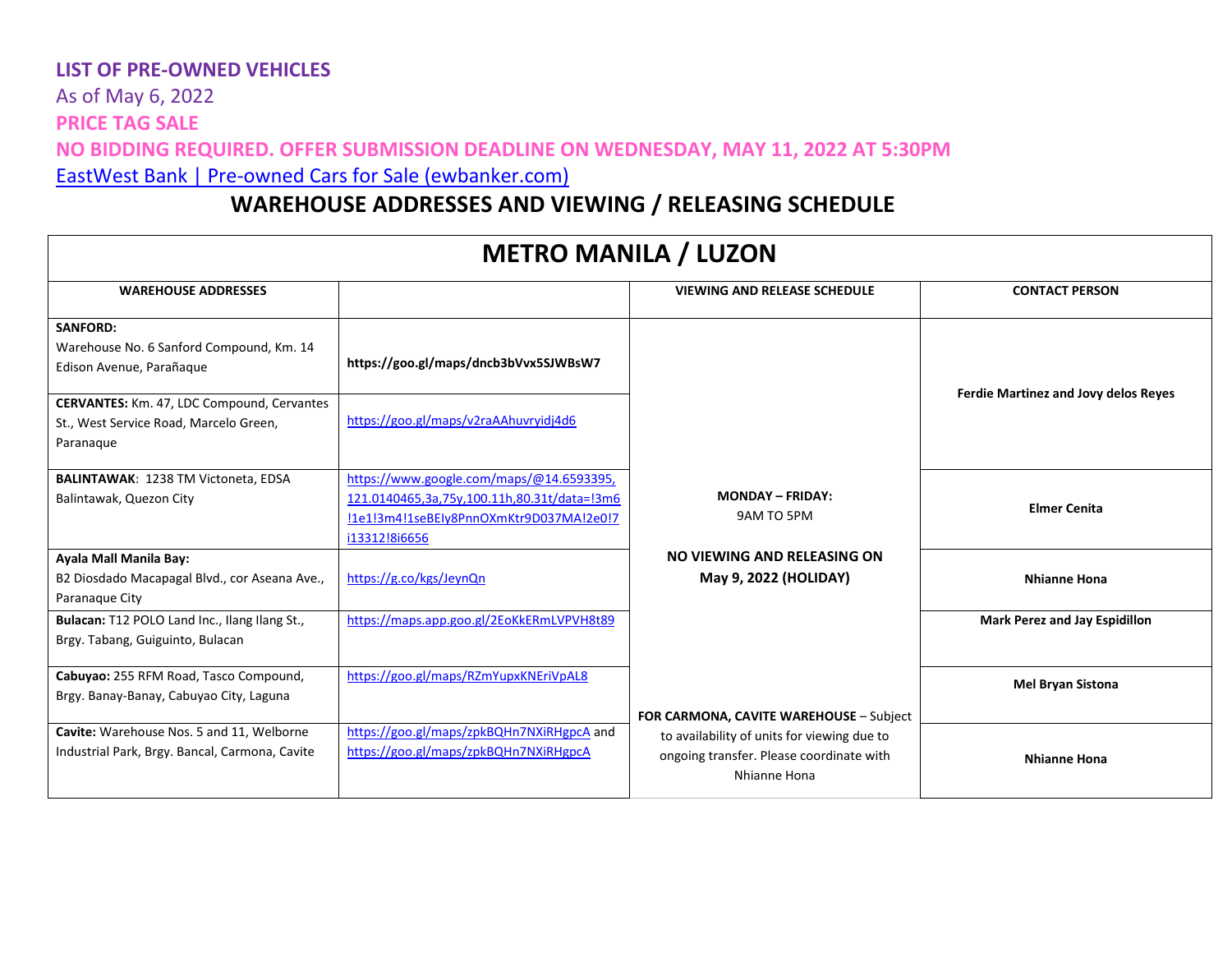**LIST OF PRE-OWNED VEHICLES**

As of May 6, 2022

**PRICE TAG SALE**

**NO BIDDING REQUIRED. OFFER SUBMISSION DEADLINE ON WEDNESDAY, MAY 11, 2022 AT 5:30PM**

[EastWest Bank | Pre-owned Cars for Sale (ewbanker.com)](ewbanker.com)

## WAREHOUSE ADDRESSES AND VIEWING / RELEASING SCHEDULE

| METRO MANILA / LUZON | | | |
|---|---|---|---|
| **WAREHOUSE ADDRESSES** | | **VIEWING AND RELEASE SCHEDULE** | **CONTACT PERSON** |
| **SANFORD:** Warehouse No. 6 Sanford Compound, Km. 14 Edison Avenue, Parañaque | **https://goo.gl/maps/dncb3bVvx5SJWBsW7** | **MONDAY – FRIDAY:** 9AM TO 5PM<br>**NO VIEWING AND RELEASING ON May 9, 2022 (HOLIDAY)** | **Ferdie Martinez and Jovy delos Reyes** |
| **CERVANTES:** Km. 47, LDC Compound, Cervantes St., West Service Road, Marcelo Green, Paranaque | https://goo.gl/maps/v2raAAhuvryidj4d6 | | |
| **BALINTAWAK**: 1238 TM Victoneta, EDSA Balintawak, Quezon City | https://www.google.com/maps/@14.6593395,121.0140465,3a,75y,100.11h,80.31t/data=!3m6!1e1!3m4!1seBEIy8PnnOXmKtr9D037MA!2e0!7i13312!8i6656 | | **Elmer Cenita** |
| **Ayala Mall Manila Bay:** B2 Diosdado Macapagal Blvd., cor Aseana Ave., Paranaque City | https://g.co/kgs/JeynQn | | **Nhianne Hona** |
| **Bulacan:** T12 POLO Land Inc., Ilang Ilang St., Brgy. Tabang, Guiguinto, Bulacan | https://maps.app.goo.gl/2EoKkERmLVPVH8t89 | | **Mark Perez and Jay Espidillon** |
| **Cabuyao:** 255 RFM Road, Tasco Compound, Brgy. Banay-Banay, Cabuyao City, Laguna | https://goo.gl/maps/RZmYupxKNEriVpAL8 | | **Mel Bryan Sistona** |
| **Cavite:** Warehouse Nos. 5 and 11, Welborne Industrial Park, Brgy. Bancal, Carmona, Cavite | https://goo.gl/maps/zpkBQHn7NXiRHgpcA and https://goo.gl/maps/zpkBQHn7NXiRHgpcA | **FOR CARMONA, CAVITE WAREHOUSE** – Subject to availability of units for viewing due to ongoing transfer. Please coordinate with Nhianne Hona | **Nhianne Hona** |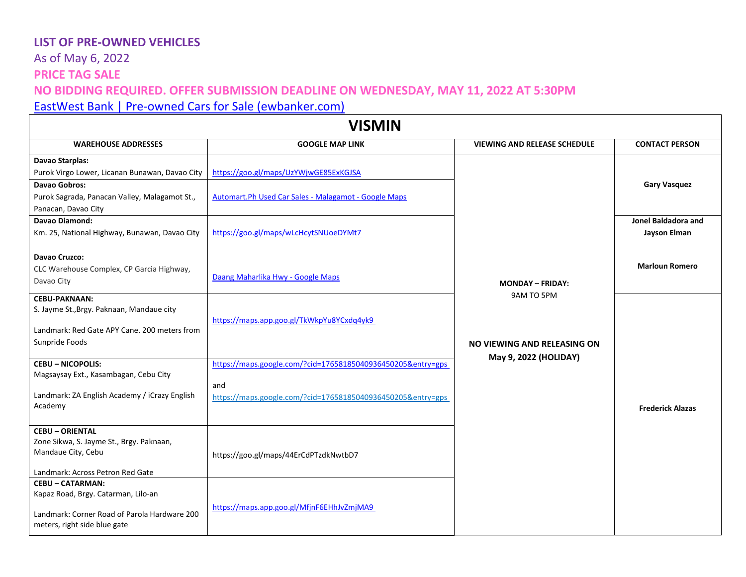**LIST OF PRE-OWNED VEHICLES**

As of May 6, 2022

**PRICE TAG SALE**

**NO BIDDING REQUIRED. OFFER SUBMISSION DEADLINE ON WEDNESDAY, MAY 11, 2022 AT 5:30PM**

[EastWest Bank | Pre-owned Cars for Sale (ewbanker.com)]

## VISMIN

| WAREHOUSE ADDRESSES | GOOGLE MAP LINK | VIEWING AND RELEASE SCHEDULE | CONTACT PERSON |
|---|---|---|---|
| **Davao Starplas:** Purok Virgo Lower, Licanan Bunawan, Davao City | https://goo.gl/maps/UzYWjwGE85ExKGJSA | **MONDAY – FRIDAY:** 9AM TO 5PM<br><br>**NO VIEWING AND RELEASING ON May 9, 2022 (HOLIDAY)** | **Gary Vasquez** |
| **Davao Gobros:** Purok Sagrada, Panacan Valley, Malagamot St., Panacan, Davao City | Automart.Ph Used Car Sales - Malagamot - Google Maps | | |
| **Davao Diamond:** Km. 25, National Highway, Bunawan, Davao City | https://goo.gl/maps/wLcHcytSNUoeDYMt7 | | **Jonel Baldadora and Jayson Elman** |
| **Davao Cruzco:** CLC Warehouse Complex, CP Garcia Highway, Davao City | Daang Maharlika Hwy - Google Maps | | **Marloun Romero** |
| **CEBU-PAKNAAN:** S. Jayme St.,Brgy. Paknaan, Mandaue city<br><br>Landmark: Red Gate APY Cane. 200 meters from Sunpride Foods | https://maps.app.goo.gl/TkWkpYu8YCxdq4yk9 | | **Frederick Alazas** |
| **CEBU – NICOPOLIS:** Magsaysay Ext., Kasambagan, Cebu City<br><br>Landmark: ZA English Academy / iCrazy English Academy | https://maps.google.com/?cid=17658185040936450205&entry=gps<br><br>and<br>https://maps.google.com/?cid=17658185040936450205&entry=gps | | |
| **CEBU – ORIENTAL** Zone Sikwa, S. Jayme St., Brgy. Paknaan, Mandaue City, Cebu<br><br>Landmark: Across Petron Red Gate | https://goo.gl/maps/44ErCdPTzdkNwtbD7 | | |
| **CEBU – CATARMAN:** Kapaz Road, Brgy. Catarman, Lilo-an<br><br>Landmark: Corner Road of Parola Hardware 200 meters, right side blue gate | https://maps.app.goo.gl/MfjnF6EHhJvZmjMA9 | | |